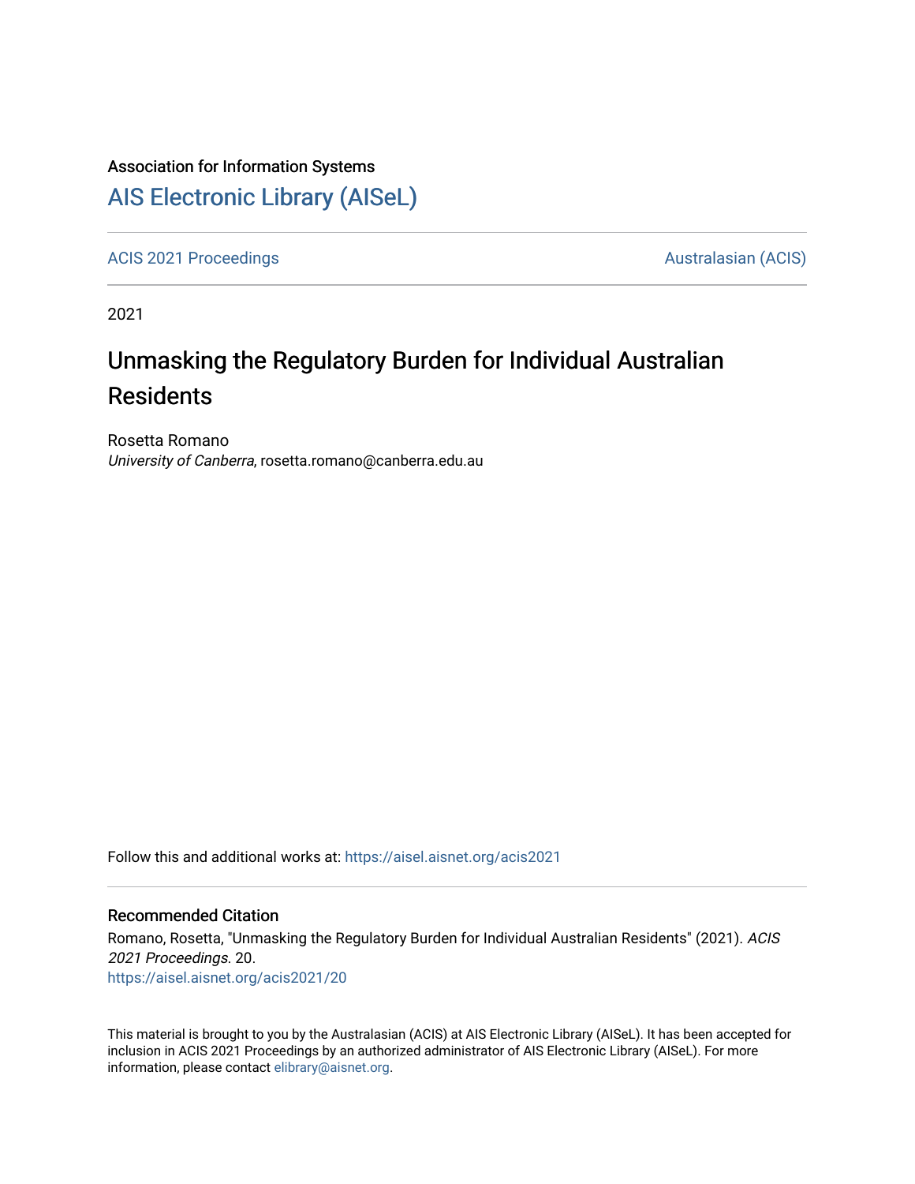Association for Information Systems

# AIS Electronic Library (AISeL)

ACIS 2021 Proceedings

Australasian (ACIS)

2021

# Unmasking the Regulatory Burden for Individual Australian Residents

Rosetta Romano
*University of Canberra*, rosetta.romano@canberra.edu.au

Follow this and additional works at: https://aisel.aisnet.org/acis2021

## Recommended Citation

Romano, Rosetta, "Unmasking the Regulatory Burden for Individual Australian Residents" (2021). *ACIS 2021 Proceedings*. 20.
https://aisel.aisnet.org/acis2021/20

This material is brought to you by the Australasian (ACIS) at AIS Electronic Library (AISeL). It has been accepted for inclusion in ACIS 2021 Proceedings by an authorized administrator of AIS Electronic Library (AISeL). For more information, please contact elibrary@aisnet.org.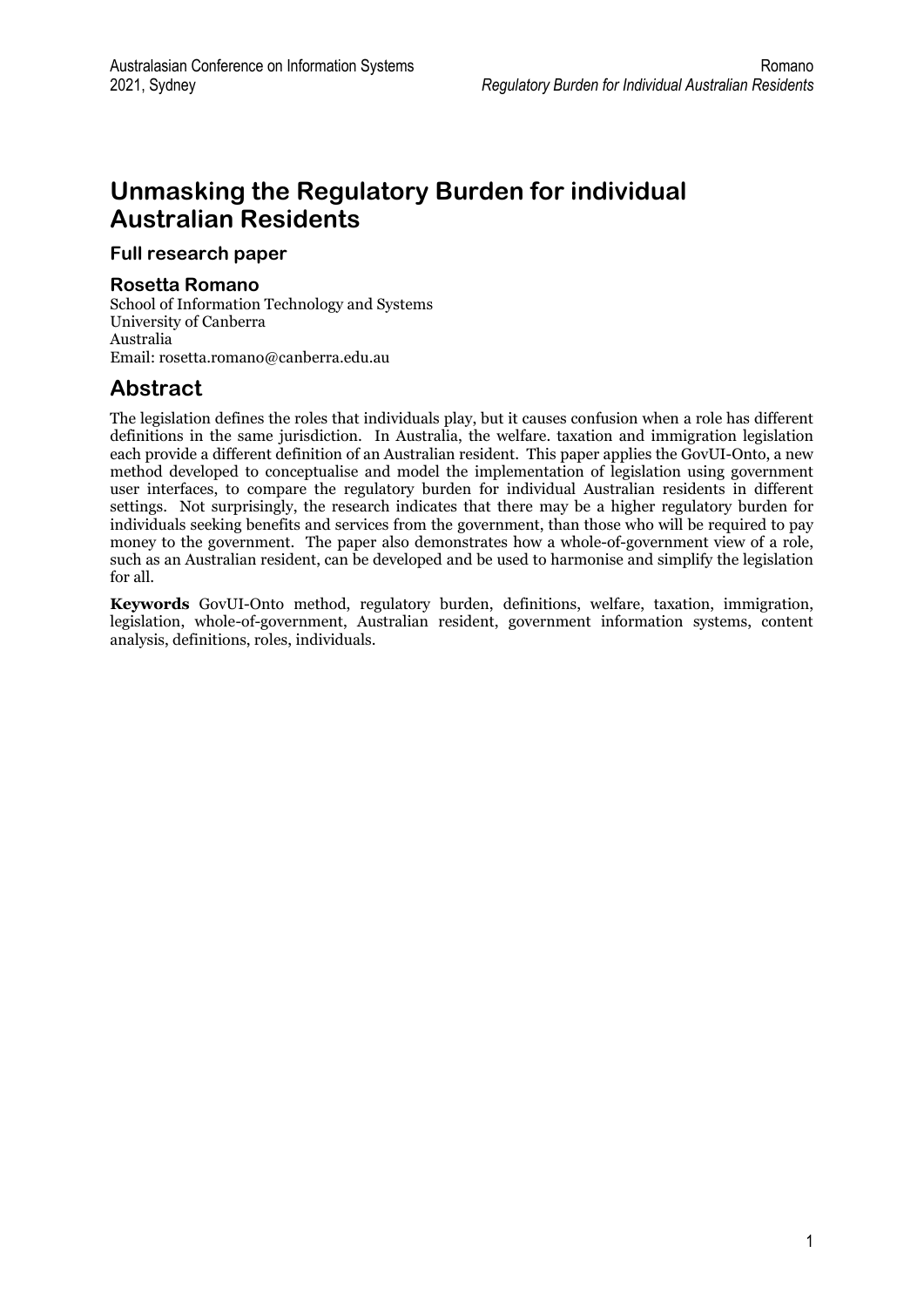# Unmasking the Regulatory Burden for individual Australian Residents

### Full research paper

### Rosetta Romano

School of Information Technology and Systems
University of Canberra
Australia
Email: rosetta.romano@canberra.edu.au

## Abstract

The legislation defines the roles that individuals play, but it causes confusion when a role has different definitions in the same jurisdiction. In Australia, the welfare. taxation and immigration legislation each provide a different definition of an Australian resident. This paper applies the GovUI-Onto, a new method developed to conceptualise and model the implementation of legislation using government user interfaces, to compare the regulatory burden for individual Australian residents in different settings. Not surprisingly, the research indicates that there may be a higher regulatory burden for individuals seeking benefits and services from the government, than those who will be required to pay money to the government. The paper also demonstrates how a whole-of-government view of a role, such as an Australian resident, can be developed and be used to harmonise and simplify the legislation for all.

**Keywords** GovUI-Onto method, regulatory burden, definitions, welfare, taxation, immigration, legislation, whole-of-government, Australian resident, government information systems, content analysis, definitions, roles, individuals.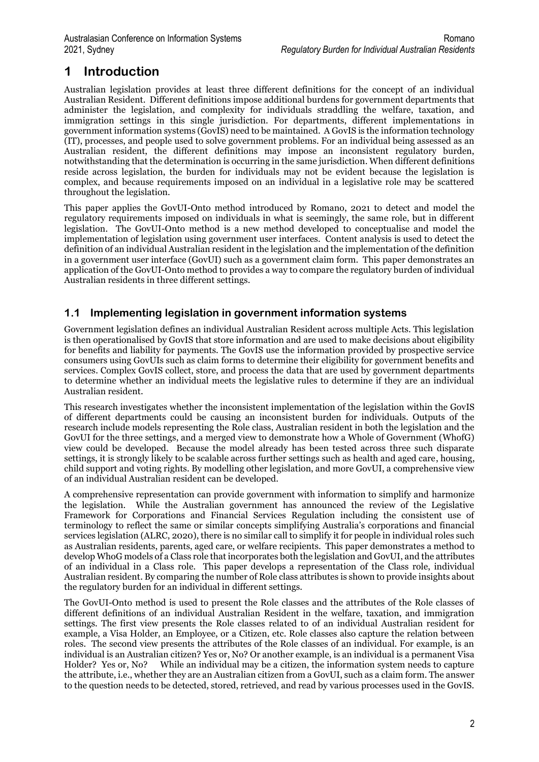# 1 Introduction

Australian legislation provides at least three different definitions for the concept of an individual Australian Resident. Different definitions impose additional burdens for government departments that administer the legislation, and complexity for individuals straddling the welfare, taxation, and immigration settings in this single jurisdiction. For departments, different implementations in government information systems (GovIS) need to be maintained. A GovIS is the information technology (IT), processes, and people used to solve government problems. For an individual being assessed as an Australian resident, the different definitions may impose an inconsistent regulatory burden, notwithstanding that the determination is occurring in the same jurisdiction. When different definitions reside across legislation, the burden for individuals may not be evident because the legislation is complex, and because requirements imposed on an individual in a legislative role may be scattered throughout the legislation.

This paper applies the GovUI-Onto method introduced by Romano, 2021 to detect and model the regulatory requirements imposed on individuals in what is seemingly, the same role, but in different legislation. The GovUI-Onto method is a new method developed to conceptualise and model the implementation of legislation using government user interfaces. Content analysis is used to detect the definition of an individual Australian resident in the legislation and the implementation of the definition in a government user interface (GovUI) such as a government claim form. This paper demonstrates an application of the GovUI-Onto method to provides a way to compare the regulatory burden of individual Australian residents in three different settings.

## 1.1 Implementing legislation in government information systems

Government legislation defines an individual Australian Resident across multiple Acts. This legislation is then operationalised by GovIS that store information and are used to make decisions about eligibility for benefits and liability for payments. The GovIS use the information provided by prospective service consumers using GovUIs such as claim forms to determine their eligibility for government benefits and services. Complex GovIS collect, store, and process the data that are used by government departments to determine whether an individual meets the legislative rules to determine if they are an individual Australian resident.

This research investigates whether the inconsistent implementation of the legislation within the GovIS of different departments could be causing an inconsistent burden for individuals. Outputs of the research include models representing the Role class, Australian resident in both the legislation and the GovUI for the three settings, and a merged view to demonstrate how a Whole of Government (WhofG) view could be developed. Because the model already has been tested across three such disparate settings, it is strongly likely to be scalable across further settings such as health and aged care, housing, child support and voting rights. By modelling other legislation, and more GovUI, a comprehensive view of an individual Australian resident can be developed.

A comprehensive representation can provide government with information to simplify and harmonize the legislation. While the Australian government has announced the review of the Legislative Framework for Corporations and Financial Services Regulation including the consistent use of terminology to reflect the same or similar concepts simplifying Australia's corporations and financial services legislation (ALRC, 2020), there is no similar call to simplify it for people in individual roles such as Australian residents, parents, aged care, or welfare recipients. This paper demonstrates a method to develop WhoG models of a Class role that incorporates both the legislation and GovUI, and the attributes of an individual in a Class role. This paper develops a representation of the Class role, individual Australian resident. By comparing the number of Role class attributes is shown to provide insights about the regulatory burden for an individual in different settings.

The GovUI-Onto method is used to present the Role classes and the attributes of the Role classes of different definitions of an individual Australian Resident in the welfare, taxation, and immigration settings. The first view presents the Role classes related to of an individual Australian resident for example, a Visa Holder, an Employee, or a Citizen, etc. Role classes also capture the relation between roles. The second view presents the attributes of the Role classes of an individual. For example, is an individual is an Australian citizen? Yes or, No? Or another example, is an individual is a permanent Visa Holder? Yes or, No? While an individual may be a citizen, the information system needs to capture the attribute, i.e., whether they are an Australian citizen from a GovUI, such as a claim form. The answer to the question needs to be detected, stored, retrieved, and read by various processes used in the GovIS.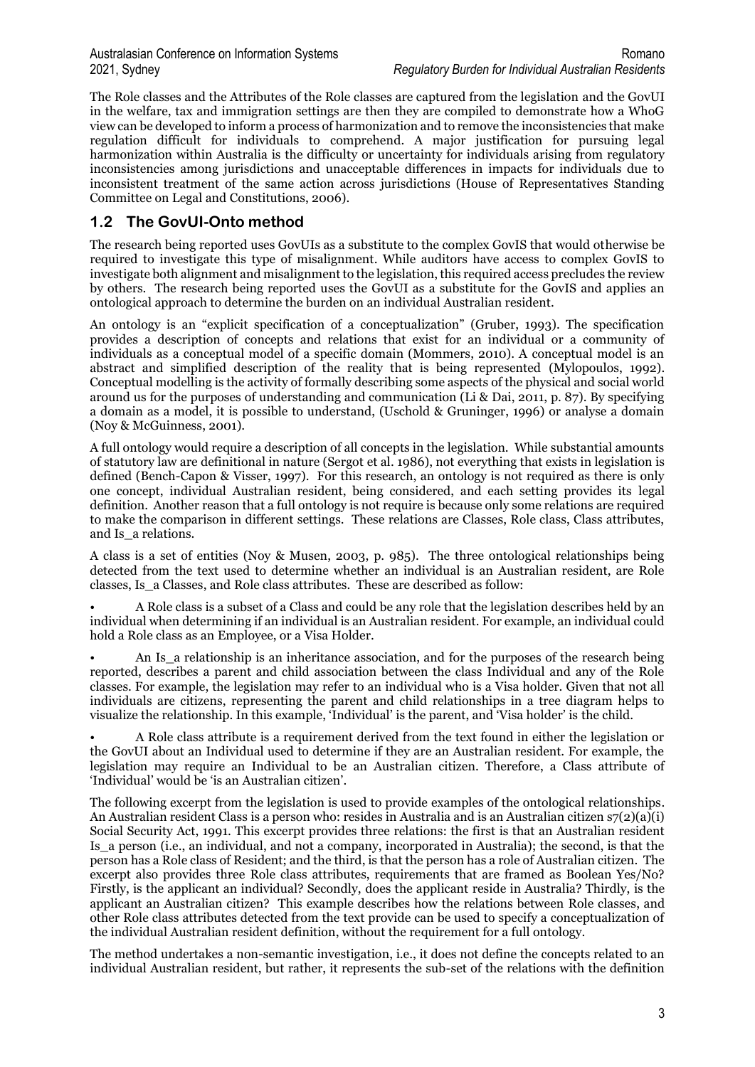The Role classes and the Attributes of the Role classes are captured from the legislation and the GovUI in the welfare, tax and immigration settings are then they are compiled to demonstrate how a WhoG view can be developed to inform a process of harmonization and to remove the inconsistencies that make regulation difficult for individuals to comprehend. A major justification for pursuing legal harmonization within Australia is the difficulty or uncertainty for individuals arising from regulatory inconsistencies among jurisdictions and unacceptable differences in impacts for individuals due to inconsistent treatment of the same action across jurisdictions (House of Representatives Standing Committee on Legal and Constitutions, 2006).

## 1.2 The GovUI-Onto method

The research being reported uses GovUIs as a substitute to the complex GovIS that would otherwise be required to investigate this type of misalignment. While auditors have access to complex GovIS to investigate both alignment and misalignment to the legislation, this required access precludes the review by others. The research being reported uses the GovUI as a substitute for the GovIS and applies an ontological approach to determine the burden on an individual Australian resident.

An ontology is an "explicit specification of a conceptualization" (Gruber, 1993). The specification provides a description of concepts and relations that exist for an individual or a community of individuals as a conceptual model of a specific domain (Mommers, 2010). A conceptual model is an abstract and simplified description of the reality that is being represented (Mylopoulos, 1992). Conceptual modelling is the activity of formally describing some aspects of the physical and social world around us for the purposes of understanding and communication (Li & Dai, 2011, p. 87). By specifying a domain as a model, it is possible to understand, (Uschold & Gruninger, 1996) or analyse a domain (Noy & McGuinness, 2001).

A full ontology would require a description of all concepts in the legislation. While substantial amounts of statutory law are definitional in nature (Sergot et al. 1986), not everything that exists in legislation is defined (Bench-Capon & Visser, 1997). For this research, an ontology is not required as there is only one concept, individual Australian resident, being considered, and each setting provides its legal definition. Another reason that a full ontology is not require is because only some relations are required to make the comparison in different settings. These relations are Classes, Role class, Class attributes, and Is_a relations.

A class is a set of entities (Noy & Musen, 2003, p. 985). The three ontological relationships being detected from the text used to determine whether an individual is an Australian resident, are Role classes, Is_a Classes, and Role class attributes. These are described as follow:

- A Role class is a subset of a Class and could be any role that the legislation describes held by an individual when determining if an individual is an Australian resident. For example, an individual could hold a Role class as an Employee, or a Visa Holder.
- An Is_a relationship is an inheritance association, and for the purposes of the research being reported, describes a parent and child association between the class Individual and any of the Role classes. For example, the legislation may refer to an individual who is a Visa holder. Given that not all individuals are citizens, representing the parent and child relationships in a tree diagram helps to visualize the relationship. In this example, 'Individual' is the parent, and 'Visa holder' is the child.
- A Role class attribute is a requirement derived from the text found in either the legislation or the GovUI about an Individual used to determine if they are an Australian resident. For example, the legislation may require an Individual to be an Australian citizen. Therefore, a Class attribute of 'Individual' would be 'is an Australian citizen'.

The following excerpt from the legislation is used to provide examples of the ontological relationships. An Australian resident Class is a person who: resides in Australia and is an Australian citizen s7(2)(a)(i) Social Security Act, 1991. This excerpt provides three relations: the first is that an Australian resident Is_a person (i.e., an individual, and not a company, incorporated in Australia); the second, is that the person has a Role class of Resident; and the third, is that the person has a role of Australian citizen. The excerpt also provides three Role class attributes, requirements that are framed as Boolean Yes/No? Firstly, is the applicant an individual? Secondly, does the applicant reside in Australia? Thirdly, is the applicant an Australian citizen? This example describes how the relations between Role classes, and other Role class attributes detected from the text provide can be used to specify a conceptualization of the individual Australian resident definition, without the requirement for a full ontology.

The method undertakes a non-semantic investigation, i.e., it does not define the concepts related to an individual Australian resident, but rather, it represents the sub-set of the relations with the definition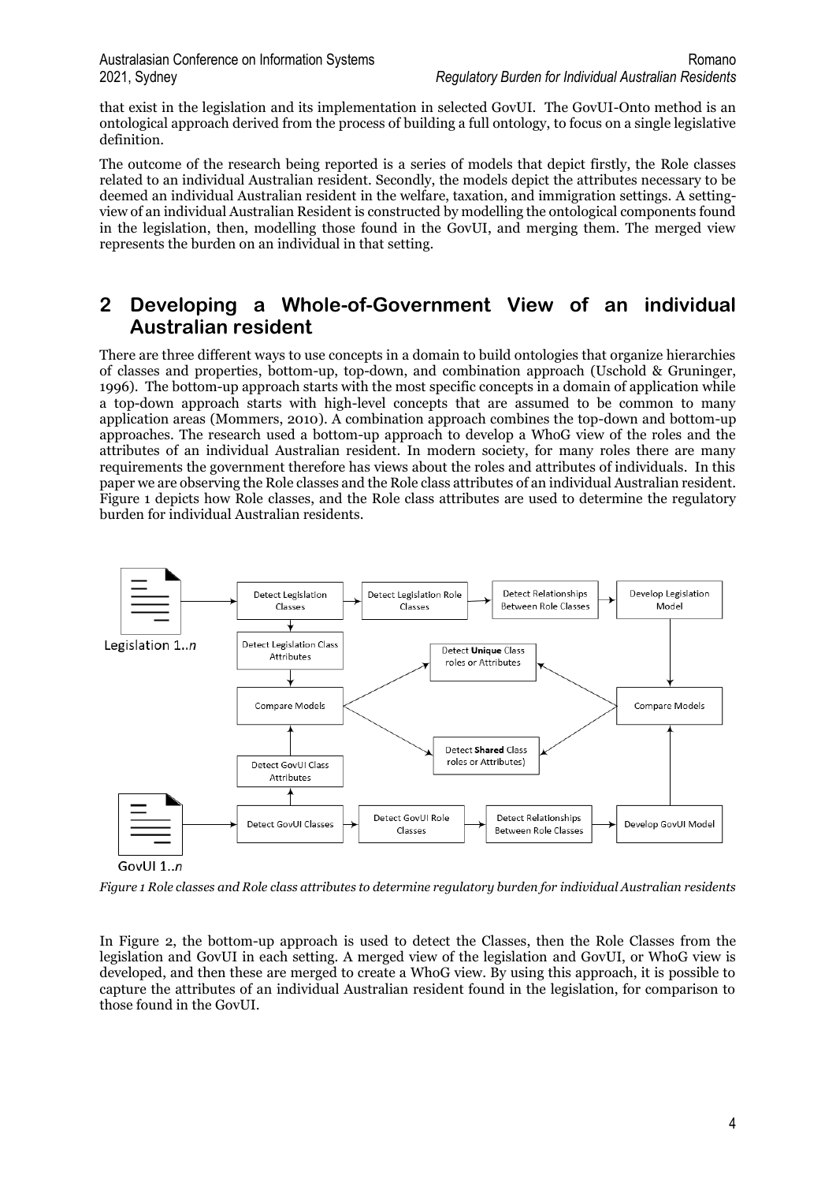that exist in the legislation and its implementation in selected GovUI. The GovUI-Onto method is an ontological approach derived from the process of building a full ontology, to focus on a single legislative definition.

The outcome of the research being reported is a series of models that depict firstly, the Role classes related to an individual Australian resident. Secondly, the models depict the attributes necessary to be deemed an individual Australian resident in the welfare, taxation, and immigration settings. A setting-view of an individual Australian Resident is constructed by modelling the ontological components found in the legislation, then, modelling those found in the GovUI, and merging them. The merged view represents the burden on an individual in that setting.

## 2 Developing a Whole-of-Government View of an individual Australian resident

There are three different ways to use concepts in a domain to build ontologies that organize hierarchies of classes and properties, bottom-up, top-down, and combination approach (Uschold & Gruninger, 1996). The bottom-up approach starts with the most specific concepts in a domain of application while a top-down approach starts with high-level concepts that are assumed to be common to many application areas (Mommers, 2010). A combination approach combines the top-down and bottom-up approaches. The research used a bottom-up approach to develop a WhoG view of the roles and the attributes of an individual Australian resident. In modern society, for many roles there are many requirements the government therefore has views about the roles and attributes of individuals. In this paper we are observing the Role classes and the Role class attributes of an individual Australian resident. Figure 1 depicts how Role classes, and the Role class attributes are used to determine the regulatory burden for individual Australian residents.

*Figure 1 Role classes and Role class attributes to determine regulatory burden for individual Australian residents*

In Figure 2, the bottom-up approach is used to detect the Classes, then the Role Classes from the legislation and GovUI in each setting. A merged view of the legislation and GovUI, or WhoG view is developed, and then these are merged to create a WhoG view. By using this approach, it is possible to capture the attributes of an individual Australian resident found in the legislation, for comparison to those found in the GovUI.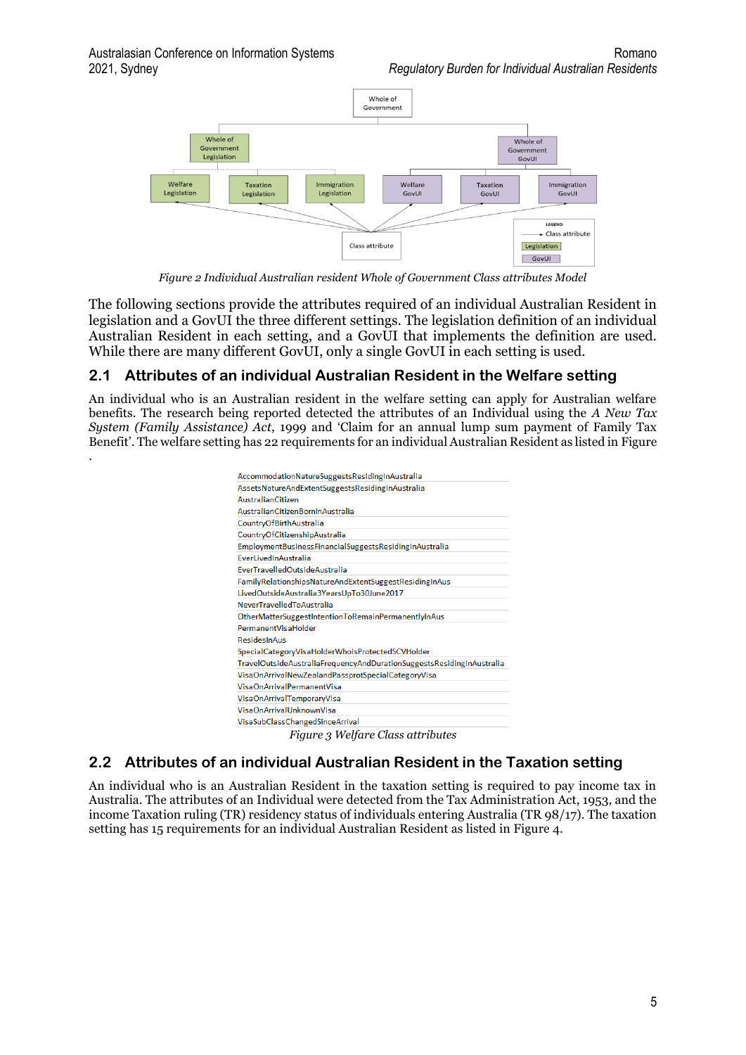Figure 2 Individual Australian resident Whole of Government Class attributes Model

The following sections provide the attributes required of an individual Australian Resident in legislation and a GovUI the three different settings. The legislation definition of an individual Australian Resident in each setting, and a GovUI that implements the definition are used. While there are many different GovUI, only a single GovUI in each setting is used.

## 2.1 Attributes of an individual Australian Resident in the Welfare setting

An individual who is an Australian resident in the welfare setting can apply for Australian welfare benefits. The research being reported detected the attributes of an Individual using the *A New Tax System (Family Assistance) Act*, 1999 and 'Claim for an annual lump sum payment of Family Tax Benefit'. The welfare setting has 22 requirements for an individual Australian Resident as listed in Figure .

AccommodationNatureSuggestsResidingInAustralia
AssetsNatureAndExtentSuggestsResidingInAustralia
AustralianCitizen
AustralianCitizenBornInAustralia
CountryOfBirthAustralia
CountryOfCitizenshipAustralia
EmploymentBusinessFinancialSuggestsResidingInAustralia
EverLivedInAustralia
EverTravelledOutsideAustralia
FamilyRelationshipsNatureAndExtentSuggestResidingInAus
LivedOutsideAustralia3YearsUpTo30June2017
NeverTravelledToAustralia
OtherMatterSuggestIntentionToRemainPermanentlyInAus
PermanentVisaHolder
ResidesInAus
SpecialCategoryVisaHolderWhoIsProtectedSCVHolder
TravelOutsideAustraliaFrequencyAndDurationSuggestsResidingInAustralia
VisaOnArrivalNewZealandPassprotSpecialCategoryVisa
VisaOnArrivalPermanentVisa
VisaOnArrivalTemporaryVisa
VisaOnArrivalUnknownVisa
VisaSubClassChangedSinceArrival

Figure 3 Welfare Class attributes

## 2.2 Attributes of an individual Australian Resident in the Taxation setting

An individual who is an Australian Resident in the taxation setting is required to pay income tax in Australia. The attributes of an Individual were detected from the Tax Administration Act, 1953, and the income Taxation ruling (TR) residency status of individuals entering Australia (TR 98/17). The taxation setting has 15 requirements for an individual Australian Resident as listed in Figure 4.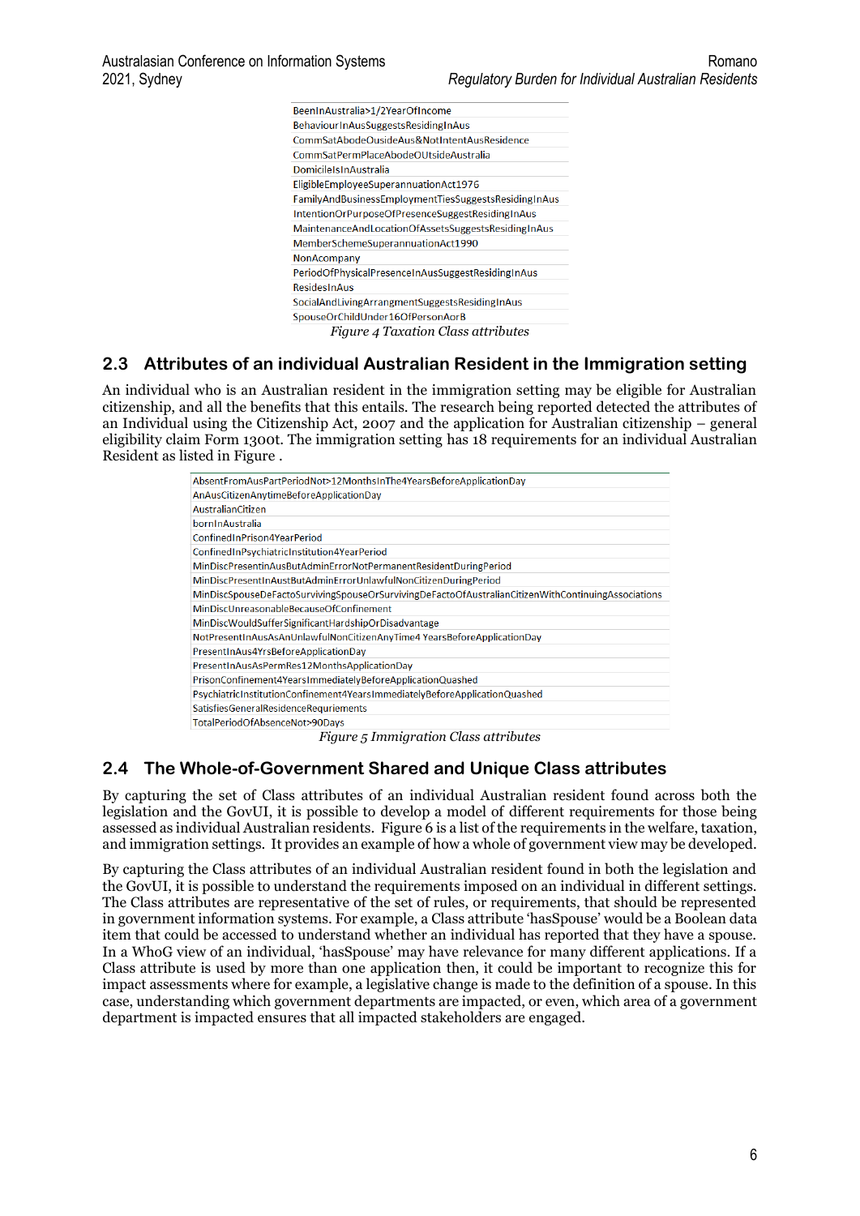| BeenInAustralia>1/2YearOfIncome |
| --- |
| BehaviourInAusSuggestsResidingInAus |
| CommSatAbodeOusideAus&NotIntentAusResidence |
| CommSatPermPlaceAbodeOUtsideAustralia |
| DomicileIsInAustralia |
| EligibleEmployeeSuperannuationAct1976 |
| FamilyAndBusinessEmploymentTiesSuggestsResidingInAus |
| IntentionOrPurposeOfPresenceSuggestResidingInAus |
| MaintenanceAndLocationOfAssetsSuggestsResidingInAus |
| MemberSchemeSuperannuationAct1990 |
| NonAcompany |
| PeriodOfPhysicalPresenceInAusSuggestResidingInAus |
| ResidesInAus |
| SocialAndLivingArrangmentSuggestsResidingInAus |
| SpouseOrChildUnder16OfPersonAorB |

*Figure 4 Taxation Class attributes*

## 2.3 Attributes of an individual Australian Resident in the Immigration setting

An individual who is an Australian resident in the immigration setting may be eligible for Australian citizenship, and all the benefits that this entails. The research being reported detected the attributes of an Individual using the Citizenship Act, 2007 and the application for Australian citizenship – general eligibility claim Form 1300t. The immigration setting has 18 requirements for an individual Australian Resident as listed in Figure .

| AbsentFromAusPartPeriodNot>12MonthsInThe4YearsBeforeApplicationDay |
| --- |
| AnAusCitizenAnytimeBeforeApplicationDay |
| AustralianCitizen |
| bornInAustralia |
| ConfinedInPrison4YearPeriod |
| ConfinedInPsychiatricInstitution4YearPeriod |
| MinDiscPresentinAusButAdminErrorNotPermanentResidentDuringPeriod |
| MinDiscPresentInAustButAdminErrorUnlawfulNonCitizenDuringPeriod |
| MinDiscSpouseDeFactoSurvivingSpouseOrSurvivingDeFactoOfAustralianCitizenWithContinuingAssociations |
| MinDiscUnreasonableBecauseOfConfinement |
| MinDiscWouldSufferSignificantHardshipOrDisadvantage |
| NotPresentInAusAsAnUnlawfulNonCitizenAnyTime4 YearsBeforeApplicationDay |
| PresentInAus4YrsBeforeApplicationDay |
| PresentInAusAsPermRes12MonthsApplicationDay |
| PrisonConfinement4YearsImmediatelyBeforeApplicationQuashed |
| PsychiatricInstitutionConfinement4YearsImmediatelyBeforeApplicationQuashed |
| SatisfiesGeneralResidenceRequriements |
| TotalPeriodOfAbsenceNot>90Days |

*Figure 5 Immigration Class attributes*

## 2.4 The Whole-of-Government Shared and Unique Class attributes

By capturing the set of Class attributes of an individual Australian resident found across both the legislation and the GovUI, it is possible to develop a model of different requirements for those being assessed as individual Australian residents. Figure 6 is a list of the requirements in the welfare, taxation, and immigration settings. It provides an example of how a whole of government view may be developed.

By capturing the Class attributes of an individual Australian resident found in both the legislation and the GovUI, it is possible to understand the requirements imposed on an individual in different settings. The Class attributes are representative of the set of rules, or requirements, that should be represented in government information systems. For example, a Class attribute 'hasSpouse' would be a Boolean data item that could be accessed to understand whether an individual has reported that they have a spouse. In a WhoG view of an individual, 'hasSpouse' may have relevance for many different applications. If a Class attribute is used by more than one application then, it could be important to recognize this for impact assessments where for example, a legislative change is made to the definition of a spouse. In this case, understanding which government departments are impacted, or even, which area of a government department is impacted ensures that all impacted stakeholders are engaged.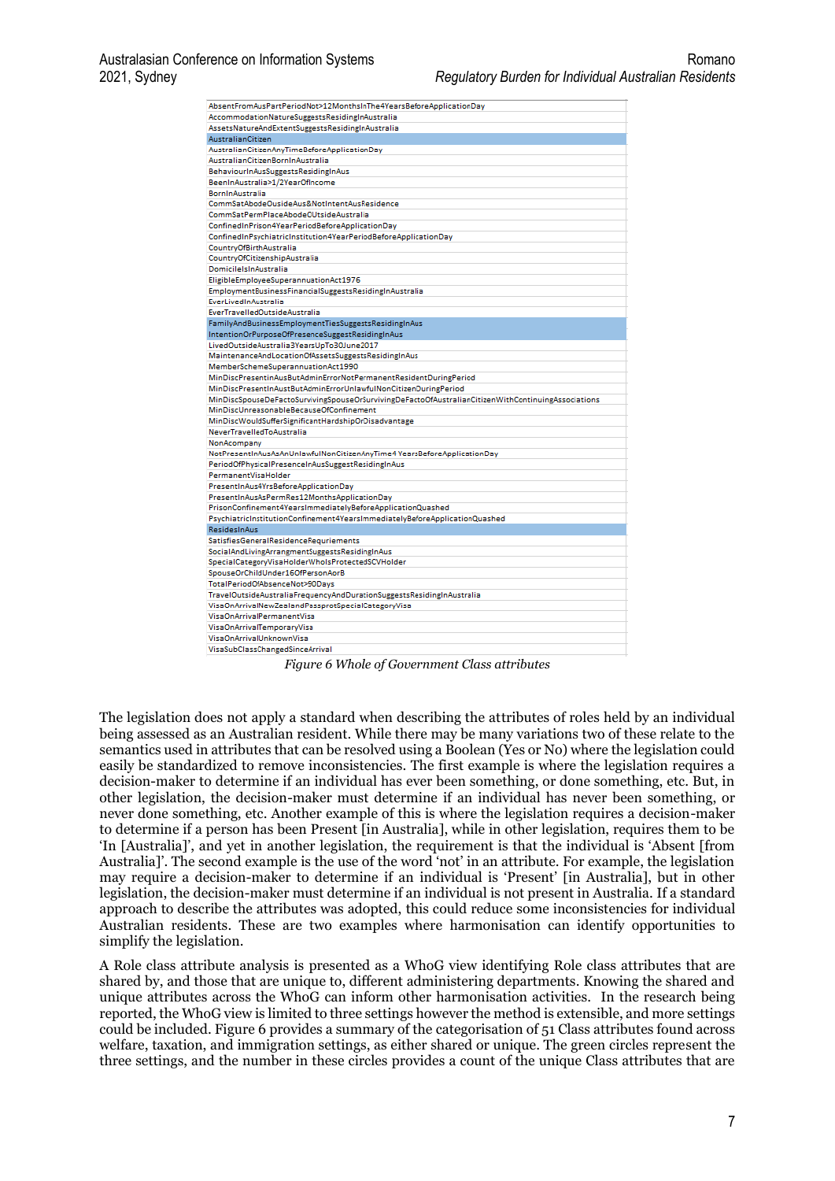| |
|---|
| AbsentFromAusPartPeriodNot>12MonthsInThe4YearsBeforeApplicationDay |
| AccommodationNatureSuggestsResidingInAustralia |
| AssetsNatureAndExtentSuggestsResidingInAustralia |
| AustralianCitizen |
| AustralianCitizenAnyTimeBeforeApplicationDay |
| AustralianCitizenBornInAustralia |
| BehaviourInAusSuggestsResidingInAus |
| BeenInAustralia>1/2YearOfIncome |
| BornInAustralia |
| CommSatAbodeOusideAus&NotIntentAusResidence |
| CommSatPermPlaceAbodeOUtsideAustralia |
| ConfinedInPrison4YearPeriodBeforeApplicationDay |
| ConfinedInPsychiatricInstitution4YearPeriodBeforeApplicationDay |
| CountryOfBirthAustralia |
| CountryOfCitizenshipAustralia |
| DomicileIsInAustralia |
| EligibleEmployeeSuperannuationAct1976 |
| EmploymentBusinessFinancialSuggestsResidingInAustralia |
| EverLivedInAustralia |
| EverTravelledOutsideAustralia |
| FamilyAndBusinessEmploymentTiesSuggestsResidingInAus |
| IntentionOrPurposeOfPresenceSuggestResidingInAus |
| LivedOutsideAustralia3YearsUpTo30June2017 |
| MaintenanceAndLocationOfAssetsSuggestsResidingInAus |
| MemberSchemeSuperannuationAct1990 |
| MinDiscPresentinAusButAdminErrorNotPermanentResidentDuringPeriod |
| MinDiscPresentInAustButAdminErrorUnlawfulNonCitizenDuringPeriod |
| MinDiscSpouseDeFactoSurvivingSpouseOrSurvivingDeFactoOfAustralianCitizenWithContinuingAssociations |
| MinDiscUnreasonableBecauseOfConfinement |
| MinDiscWouldSufferSignificantHardshipOrDisadvantage |
| NeverTravelledToAustralia |
| NonAcompany |
| NotPresentInAusAsAnUnlawfulNonCitizenAnyTime4YearsBeforeApplicationDay |
| PeriodOfPhysicalPresenceInAusSuggestResidingInAus |
| PermanentVisaHolder |
| PresentInAus4YrsBeforeApplicationDay |
| PresentInAusAsPermRes12MonthsApplicationDay |
| PrisonConfinement4YearsImmediatelyBeforeApplicationQuashed |
| PsychiatricInstitutionConfinement4YearsImmediatelyBeforeApplicationQuashed |
| ResidesInAus |
| SatisfiesGeneralResidenceRequriements |
| SocialAndLivingArrangmentSuggestsResidingInAus |
| SpecialCategoryVisaHolderWhoIsProtectedSCVHolder |
| SpouseOrChildUnder16OfPersonAorB |
| TotalPeriodOfAbsenceNot>90Days |
| TravelOutsideAustraliaFrequencyAndDurationSuggestsResidingInAustralia |
| VisaOnArrivalNewZealandPassprotSpecialCategoryVisa |
| VisaOnArrivalPermanentVisa |
| VisaOnArrivalTemporaryVisa |
| VisaOnArrivalUnknownVisa |
| VisaSubClassChangedSinceArrival |

*Figure 6 Whole of Government Class attributes*

The legislation does not apply a standard when describing the attributes of roles held by an individual being assessed as an Australian resident. While there may be many variations two of these relate to the semantics used in attributes that can be resolved using a Boolean (Yes or No) where the legislation could easily be standardized to remove inconsistencies. The first example is where the legislation requires a decision-maker to determine if an individual has ever been something, or done something, etc. But, in other legislation, the decision-maker must determine if an individual has never been something, or never done something, etc. Another example of this is where the legislation requires a decision-maker to determine if a person has been Present [in Australia], while in other legislation, requires them to be 'In [Australia]', and yet in another legislation, the requirement is that the individual is 'Absent [from Australia]'. The second example is the use of the word 'not' in an attribute. For example, the legislation may require a decision-maker to determine if an individual is 'Present' [in Australia], but in other legislation, the decision-maker must determine if an individual is not present in Australia. If a standard approach to describe the attributes was adopted, this could reduce some inconsistencies for individual Australian residents. These are two examples where harmonisation can identify opportunities to simplify the legislation.

A Role class attribute analysis is presented as a WhoG view identifying Role class attributes that are shared by, and those that are unique to, different administering departments. Knowing the shared and unique attributes across the WhoG can inform other harmonisation activities. In the research being reported, the WhoG view is limited to three settings however the method is extensible, and more settings could be included. Figure 6 provides a summary of the categorisation of 51 Class attributes found across welfare, taxation, and immigration settings, as either shared or unique. The green circles represent the three settings, and the number in these circles provides a count of the unique Class attributes that are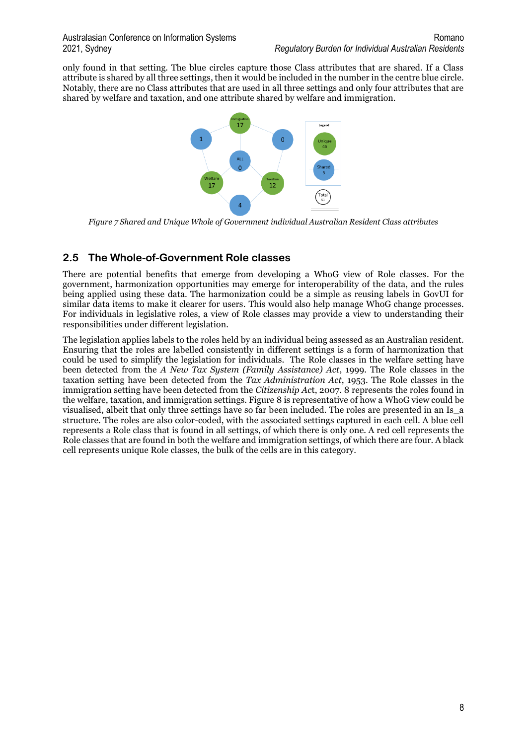only found in that setting. The blue circles capture those Class attributes that are shared. If a Class attribute is shared by all three settings, then it would be included in the number in the centre blue circle. Notably, there are no Class attributes that are used in all three settings and only four attributes that are shared by welfare and taxation, and one attribute shared by welfare and immigration.

*Figure 7 Shared and Unique Whole of Government individual Australian Resident Class attributes*

## 2.5 The Whole-of-Government Role classes

There are potential benefits that emerge from developing a WhoG view of Role classes. For the government, harmonization opportunities may emerge for interoperability of the data, and the rules being applied using these data. The harmonization could be a simple as reusing labels in GovUI for similar data items to make it clearer for users. This would also help manage WhoG change processes. For individuals in legislative roles, a view of Role classes may provide a view to understanding their responsibilities under different legislation.

The legislation applies labels to the roles held by an individual being assessed as an Australian resident. Ensuring that the roles are labelled consistently in different settings is a form of harmonization that could be used to simplify the legislation for individuals. The Role classes in the welfare setting have been detected from the *A New Tax System (Family Assistance) Act*, 1999. The Role classes in the taxation setting have been detected from the *Tax Administration Act*, 1953. The Role classes in the immigration setting have been detected from the *Citizenship Ac*t, 2007. 8 represents the roles found in the welfare, taxation, and immigration settings. Figure 8 is representative of how a WhoG view could be visualised, albeit that only three settings have so far been included. The roles are presented in an Is_a structure. The roles are also color-coded, with the associated settings captured in each cell. A blue cell represents a Role class that is found in all settings, of which there is only one. A red cell represents the Role classes that are found in both the welfare and immigration settings, of which there are four. A black cell represents unique Role classes, the bulk of the cells are in this category.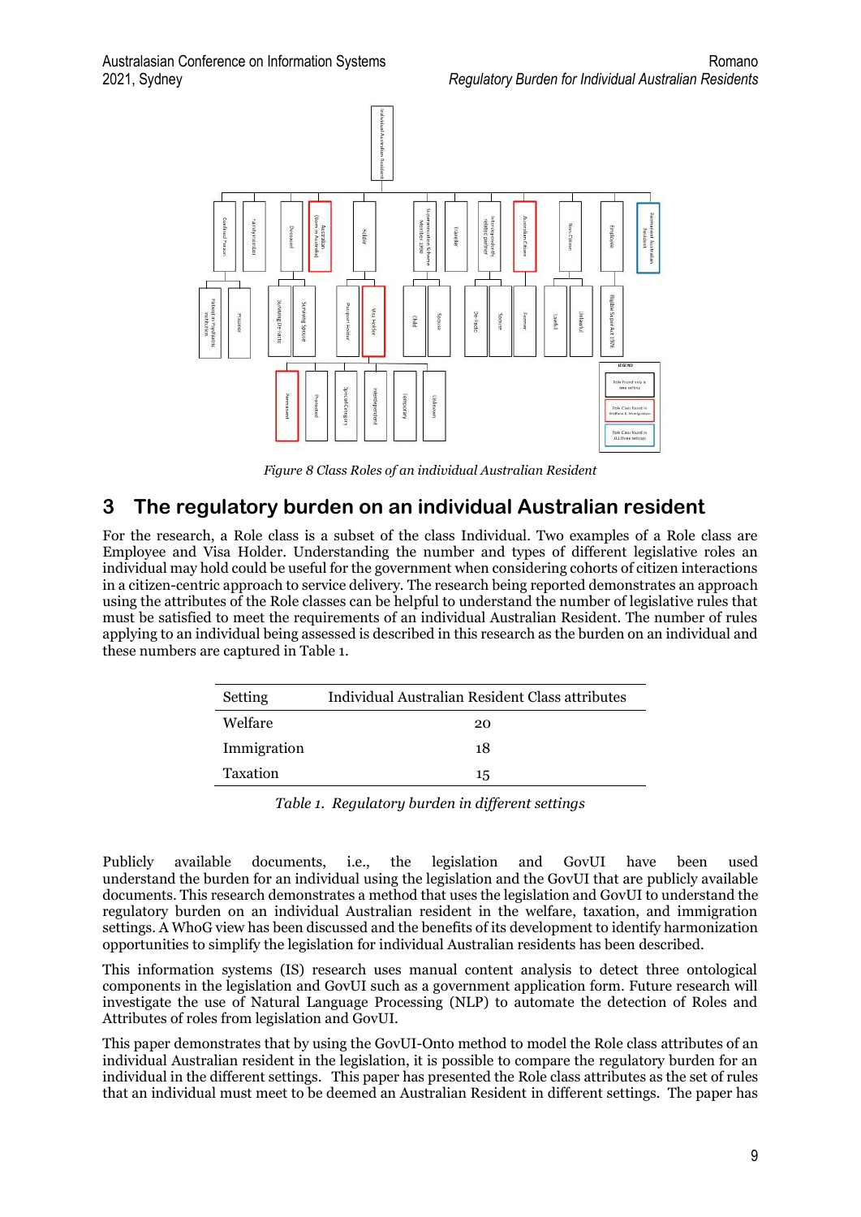*Figure 8 Class Roles of an individual Australian Resident*

## 3 The regulatory burden on an individual Australian resident

For the research, a Role class is a subset of the class Individual. Two examples of a Role class are Employee and Visa Holder. Understanding the number and types of different legislative roles an individual may hold could be useful for the government when considering cohorts of citizen interactions in a citizen-centric approach to service delivery. The research being reported demonstrates an approach using the attributes of the Role classes can be helpful to understand the number of legislative rules that must be satisfied to meet the requirements of an individual Australian Resident. The number of rules applying to an individual being assessed is described in this research as the burden on an individual and these numbers are captured in Table 1.

| Setting | Individual Australian Resident Class attributes |
|---|---|
| Welfare | 20 |
| Immigration | 18 |
| Taxation | 15 |

*Table 1. Regulatory burden in different settings*

Publicly available documents, i.e., the legislation and GovUI have been used understand the burden for an individual using the legislation and the GovUI that are publicly available documents. This research demonstrates a method that uses the legislation and GovUI to understand the regulatory burden on an individual Australian resident in the welfare, taxation, and immigration settings. A WhoG view has been discussed and the benefits of its development to identify harmonization opportunities to simplify the legislation for individual Australian residents has been described.

This information systems (IS) research uses manual content analysis to detect three ontological components in the legislation and GovUI such as a government application form. Future research will investigate the use of Natural Language Processing (NLP) to automate the detection of Roles and Attributes of roles from legislation and GovUI.

This paper demonstrates that by using the GovUI-Onto method to model the Role class attributes of an individual Australian resident in the legislation, it is possible to compare the regulatory burden for an individual in the different settings. This paper has presented the Role class attributes as the set of rules that an individual must meet to be deemed an Australian Resident in different settings. The paper has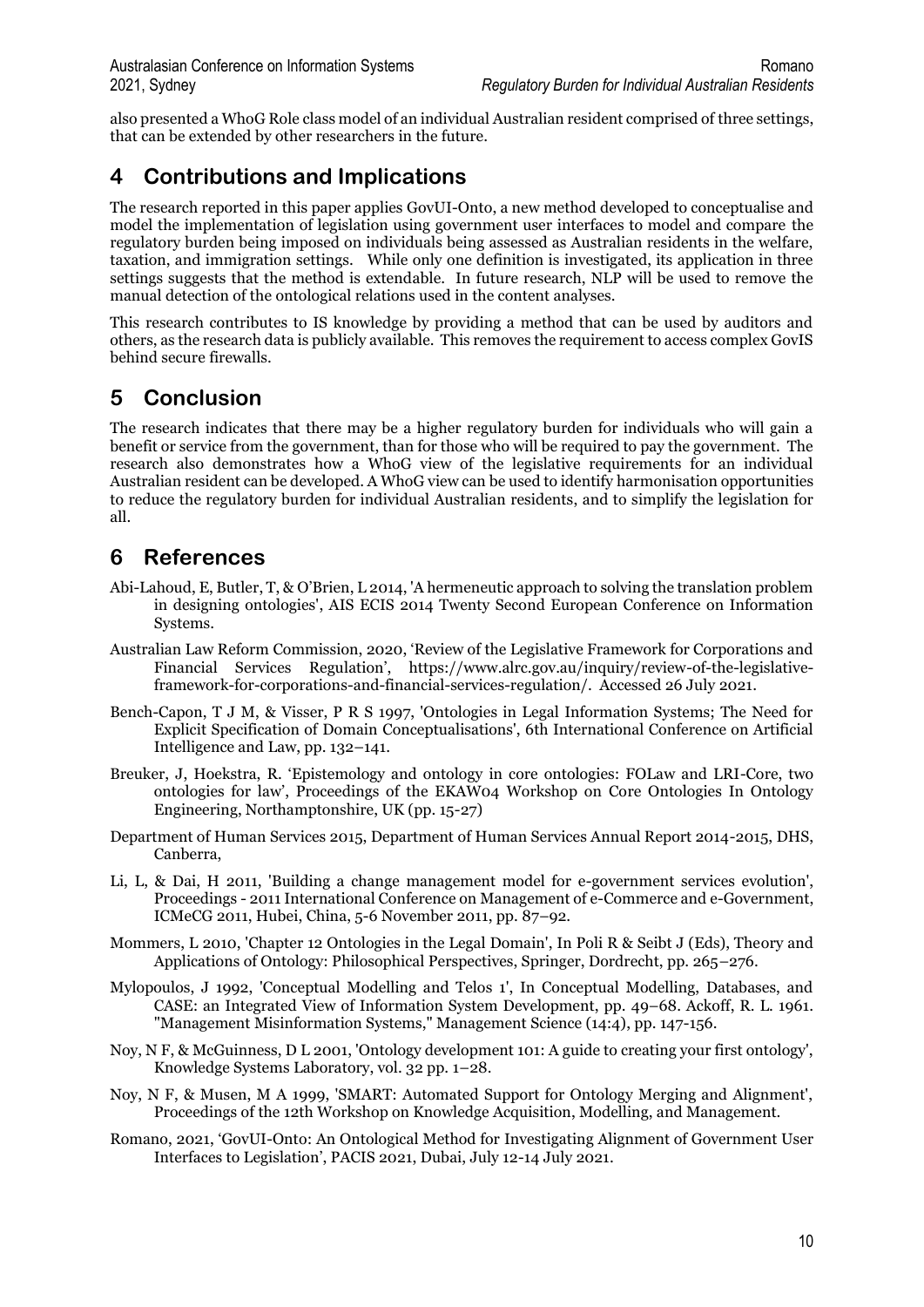also presented a WhoG Role class model of an individual Australian resident comprised of three settings, that can be extended by other researchers in the future.

# 4 Contributions and Implications

The research reported in this paper applies GovUI-Onto, a new method developed to conceptualise and model the implementation of legislation using government user interfaces to model and compare the regulatory burden being imposed on individuals being assessed as Australian residents in the welfare, taxation, and immigration settings. While only one definition is investigated, its application in three settings suggests that the method is extendable. In future research, NLP will be used to remove the manual detection of the ontological relations used in the content analyses.

This research contributes to IS knowledge by providing a method that can be used by auditors and others, as the research data is publicly available. This removes the requirement to access complex GovIS behind secure firewalls.

# 5 Conclusion

The research indicates that there may be a higher regulatory burden for individuals who will gain a benefit or service from the government, than for those who will be required to pay the government. The research also demonstrates how a WhoG view of the legislative requirements for an individual Australian resident can be developed. A WhoG view can be used to identify harmonisation opportunities to reduce the regulatory burden for individual Australian residents, and to simplify the legislation for all.

# 6 References

Abi-Lahoud, E, Butler, T, & O'Brien, L 2014, 'A hermeneutic approach to solving the translation problem in designing ontologies', AIS ECIS 2014 Twenty Second European Conference on Information Systems.

Australian Law Reform Commission, 2020, 'Review of the Legislative Framework for Corporations and Financial Services Regulation', https://www.alrc.gov.au/inquiry/review-of-the-legislative-framework-for-corporations-and-financial-services-regulation/. Accessed 26 July 2021.

Bench-Capon, T J M, & Visser, P R S 1997, 'Ontologies in Legal Information Systems; The Need for Explicit Specification of Domain Conceptualisations', 6th International Conference on Artificial Intelligence and Law, pp. 132–141.

Breuker, J, Hoekstra, R. 'Epistemology and ontology in core ontologies: FOLaw and LRI-Core, two ontologies for law', Proceedings of the EKAW04 Workshop on Core Ontologies In Ontology Engineering, Northamptonshire, UK (pp. 15-27)

Department of Human Services 2015, Department of Human Services Annual Report 2014-2015, DHS, Canberra,

Li, L, & Dai, H 2011, 'Building a change management model for e-government services evolution', Proceedings - 2011 International Conference on Management of e-Commerce and e-Government, ICMeCG 2011, Hubei, China, 5-6 November 2011, pp. 87–92.

Mommers, L 2010, 'Chapter 12 Ontologies in the Legal Domain', In Poli R & Seibt J (Eds), Theory and Applications of Ontology: Philosophical Perspectives, Springer, Dordrecht, pp. 265–276.

Mylopoulos, J 1992, 'Conceptual Modelling and Telos 1', In Conceptual Modelling, Databases, and CASE: an Integrated View of Information System Development, pp. 49–68. Ackoff, R. L. 1961. "Management Misinformation Systems," Management Science (14:4), pp. 147-156.

Noy, N F, & McGuinness, D L 2001, 'Ontology development 101: A guide to creating your first ontology', Knowledge Systems Laboratory, vol. 32 pp. 1–28.

Noy, N F, & Musen, M A 1999, 'SMART: Automated Support for Ontology Merging and Alignment', Proceedings of the 12th Workshop on Knowledge Acquisition, Modelling, and Management.

Romano, 2021, 'GovUI-Onto: An Ontological Method for Investigating Alignment of Government User Interfaces to Legislation', PACIS 2021, Dubai, July 12-14 July 2021.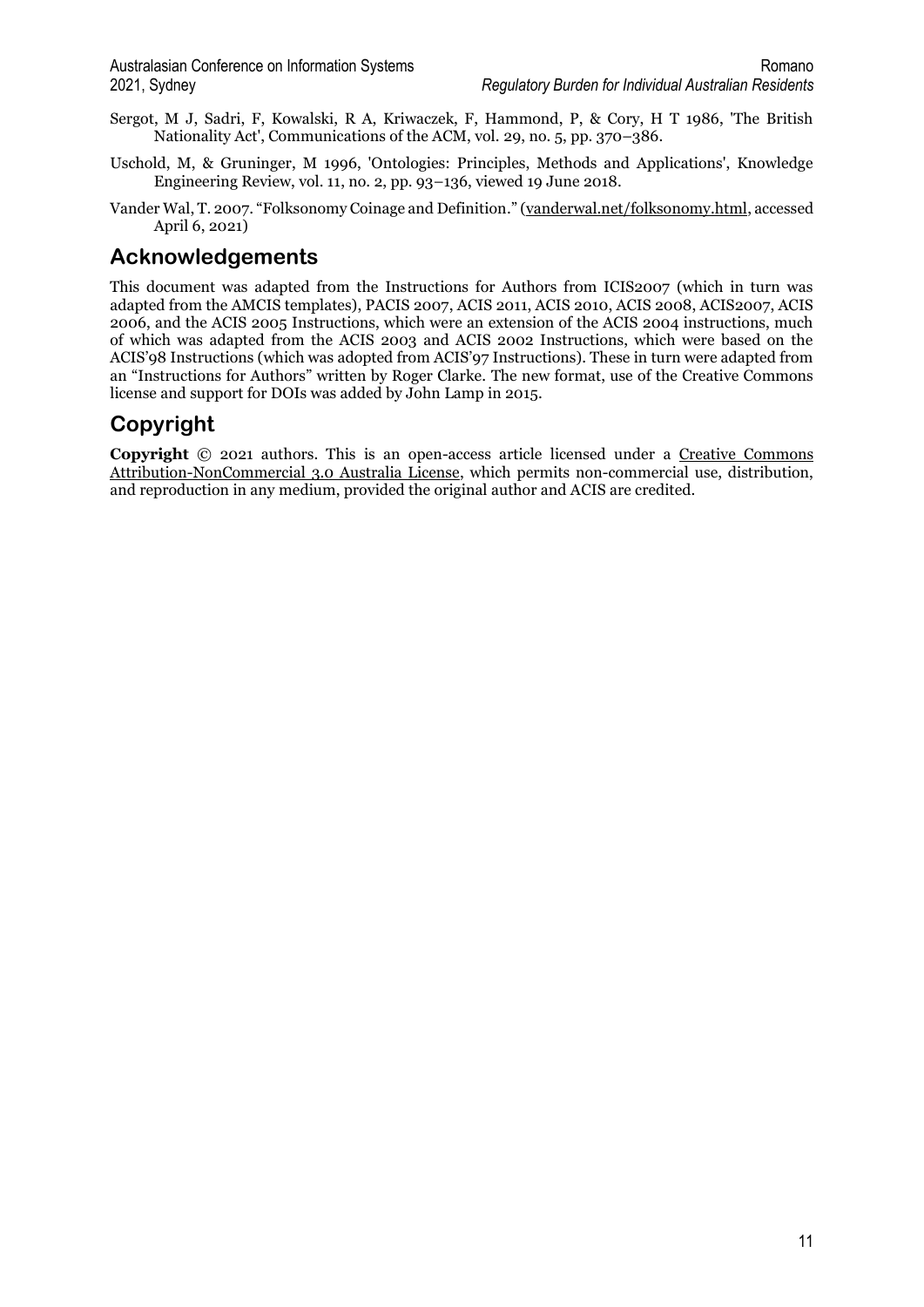Sergot, M J, Sadri, F, Kowalski, R A, Kriwaczek, F, Hammond, P, & Cory, H T 1986, 'The British Nationality Act', Communications of the ACM, vol. 29, no. 5, pp. 370–386.

Uschold, M, & Gruninger, M 1996, 'Ontologies: Principles, Methods and Applications', Knowledge Engineering Review, vol. 11, no. 2, pp. 93–136, viewed 19 June 2018.

Vander Wal, T. 2007. "Folksonomy Coinage and Definition." (vanderwal.net/folksonomy.html, accessed April 6, 2021)

## Acknowledgements

This document was adapted from the Instructions for Authors from ICIS2007 (which in turn was adapted from the AMCIS templates), PACIS 2007, ACIS 2011, ACIS 2010, ACIS 2008, ACIS2007, ACIS 2006, and the ACIS 2005 Instructions, which were an extension of the ACIS 2004 instructions, much of which was adapted from the ACIS 2003 and ACIS 2002 Instructions, which were based on the ACIS'98 Instructions (which was adopted from ACIS'97 Instructions). These in turn were adapted from an "Instructions for Authors" written by Roger Clarke. The new format, use of the Creative Commons license and support for DOIs was added by John Lamp in 2015.

## Copyright

**Copyright** © 2021 authors. This is an open-access article licensed under a Creative Commons Attribution-NonCommercial 3.0 Australia License, which permits non-commercial use, distribution, and reproduction in any medium, provided the original author and ACIS are credited.